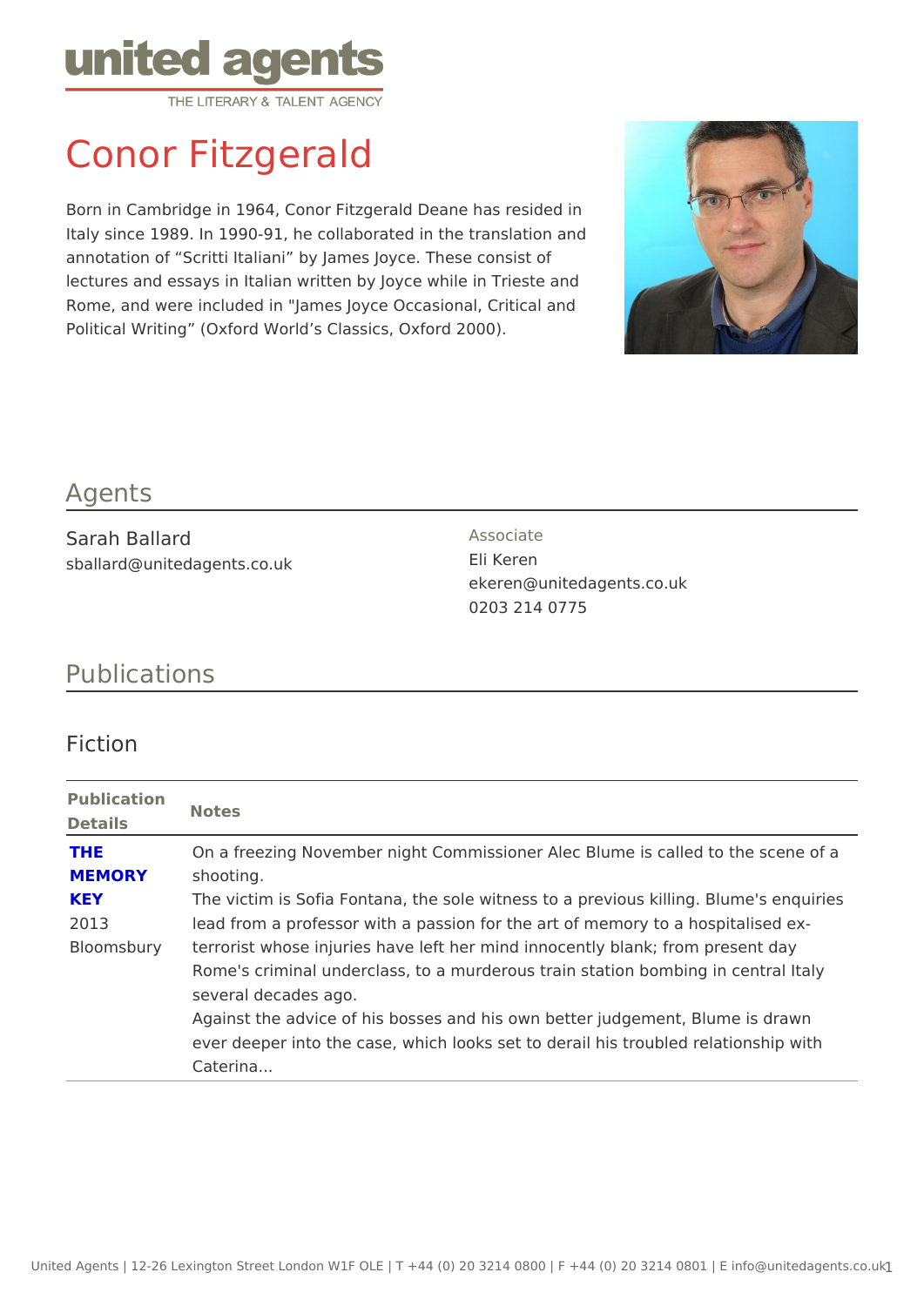united agents
THE LITERARY & TALENT AGENCY

# Conor Fitzgerald

Born in Cambridge in 1964, Conor Fitzgerald Deane has resided in Italy since 1989. In 1990-91, he collaborated in the translation and annotation of “Scritti Italiani” by James Joyce. These consist of lectures and essays in Italian written by Joyce while in Trieste and Rome, and were included in "James Joyce Occasional, Critical and Political Writing” (Oxford World’s Classics, Oxford 2000).

## Agents

Sarah Ballard
sballard@unitedagents.co.uk

Associate
Eli Keren
ekeren@unitedagents.co.uk
0203 214 0775

## Publications

### Fiction

| Publication Details | Notes |
|---|---|
| **THE MEMORY KEY**<br>2013<br>Bloomsbury | On a freezing November night Commissioner Alec Blume is called to the scene of a shooting.<br>The victim is Sofia Fontana, the sole witness to a previous killing. Blume's enquiries lead from a professor with a passion for the art of memory to a hospitalised ex-terrorist whose injuries have left her mind innocently blank; from present day Rome's criminal underclass, to a murderous train station bombing in central Italy several decades ago.<br>Against the advice of his bosses and his own better judgement, Blume is drawn ever deeper into the case, which looks set to derail his troubled relationship with Caterina... |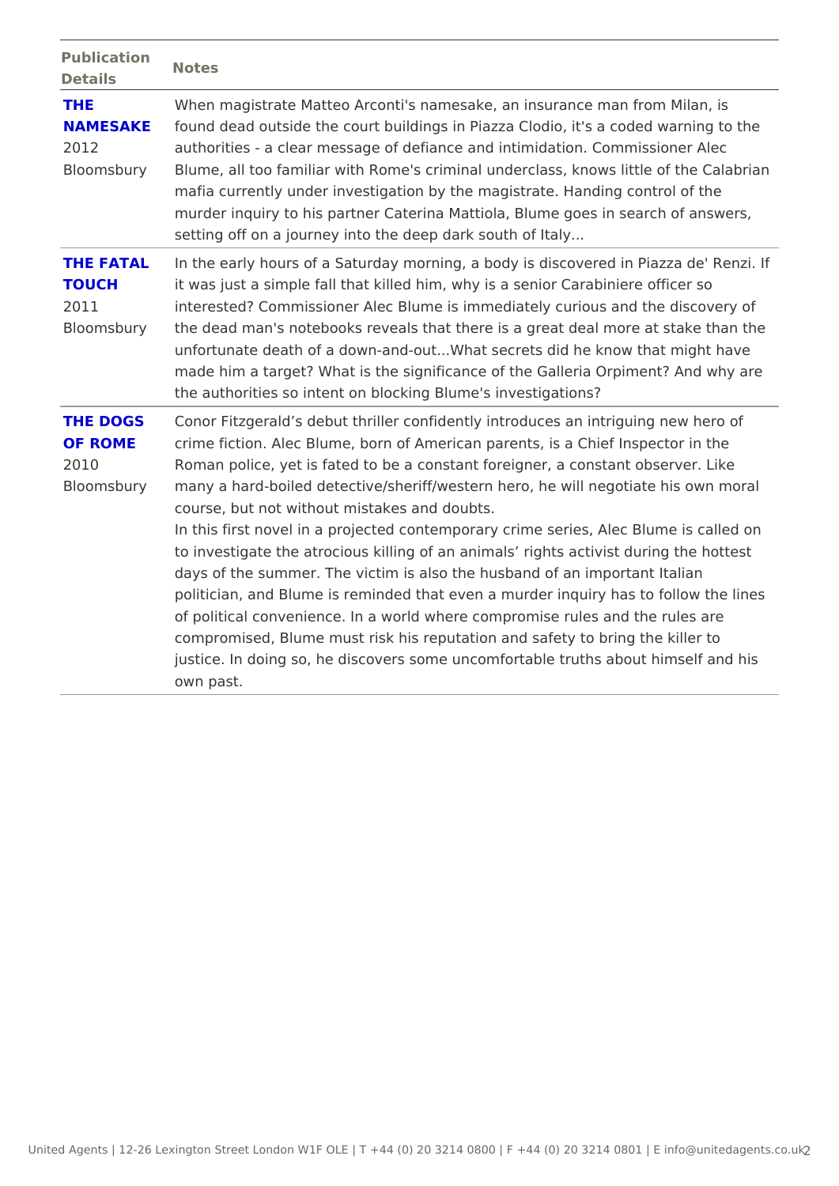| Publication Details | Notes |
|---|---|
| **THE NAMESAKE** 2012 Bloomsbury | When magistrate Matteo Arconti's namesake, an insurance man from Milan, is found dead outside the court buildings in Piazza Clodio, it's a coded warning to the authorities - a clear message of defiance and intimidation. Commissioner Alec Blume, all too familiar with Rome's criminal underclass, knows little of the Calabrian mafia currently under investigation by the magistrate. Handing control of the murder inquiry to his partner Caterina Mattiola, Blume goes in search of answers, setting off on a journey into the deep dark south of Italy... |
| **THE FATAL TOUCH** 2011 Bloomsbury | In the early hours of a Saturday morning, a body is discovered in Piazza de' Renzi. If it was just a simple fall that killed him, why is a senior Carabiniere officer so interested? Commissioner Alec Blume is immediately curious and the discovery of the dead man's notebooks reveals that there is a great deal more at stake than the unfortunate death of a down-and-out...What secrets did he know that might have made him a target? What is the significance of the Galleria Orpiment? And why are the authorities so intent on blocking Blume's investigations? |
| **THE DOGS OF ROME** 2010 Bloomsbury | Conor Fitzgerald's debut thriller confidently introduces an intriguing new hero of crime fiction. Alec Blume, born of American parents, is a Chief Inspector in the Roman police, yet is fated to be a constant foreigner, a constant observer. Like many a hard-boiled detective/sheriff/western hero, he will negotiate his own moral course, but not without mistakes and doubts.<br>In this first novel in a projected contemporary crime series, Alec Blume is called on to investigate the atrocious killing of an animals' rights activist during the hottest days of the summer. The victim is also the husband of an important Italian politician, and Blume is reminded that even a murder inquiry has to follow the lines of political convenience. In a world where compromise rules and the rules are compromised, Blume must risk his reputation and safety to bring the killer to justice. In doing so, he discovers some uncomfortable truths about himself and his own past. |